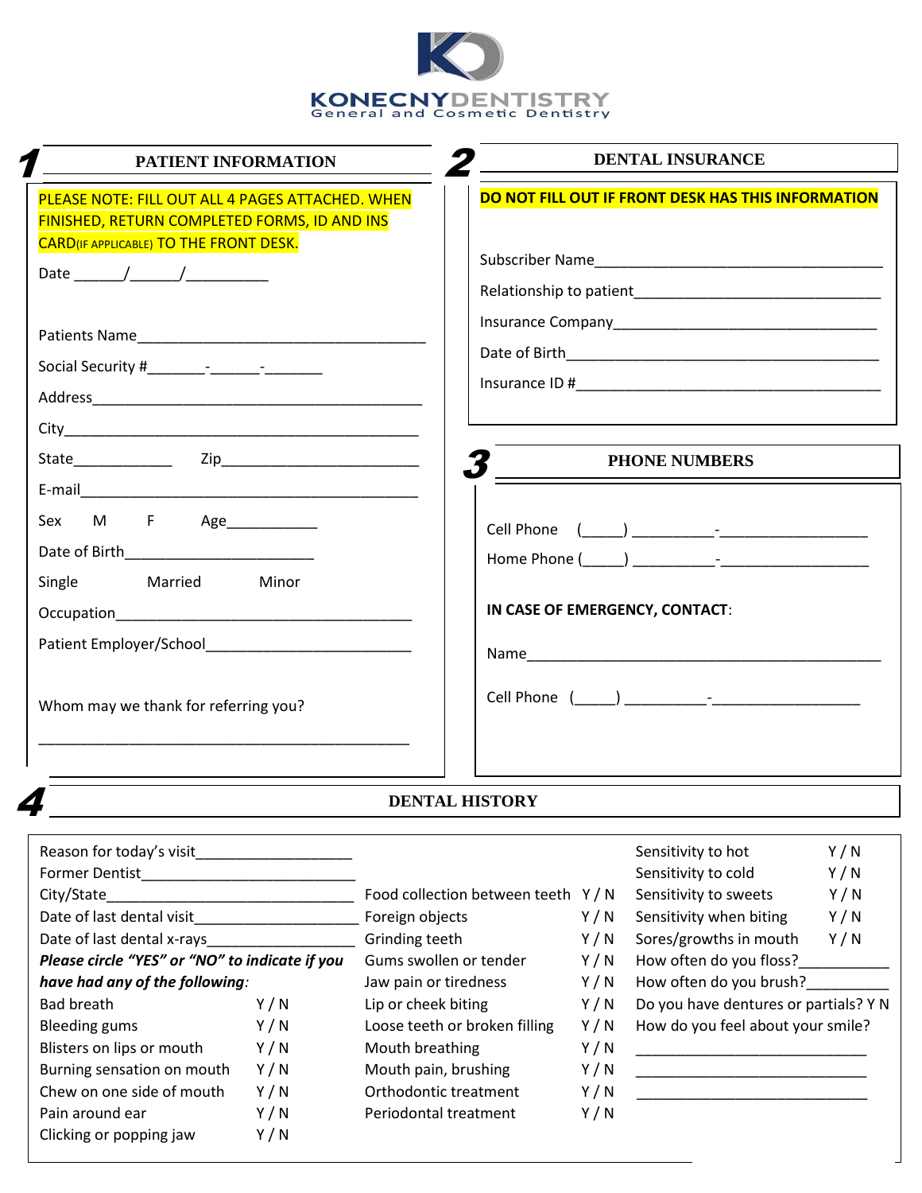# KONECNYDENTISTRY

General and Cosmetic Dentistry

## 1 PATIENT INFORMATION

**PLEASE NOTE: FILL OUT ALL 4 PAGES ATTACHED. WHEN FINISHED, RETURN COMPLETED FORMS, ID AND INS CARD(IF APPLICABLE) TO THE FRONT DESK.**

Date ______/______/__________

Patients Name____________________________________

Social Security #_______-______-_______

Address__________________________________________

City_____________________________________________

State____________ Zip_________________________

E-mail___________________________________________

Sex M F Age___________

Date of Birth_______________________

Single Married Minor

Occupation_____________________________________

Patient Employer/School________________________

Whom may we thank for referring you?

_______________________________________________

## 2 DENTAL INSURANCE

**DO NOT FILL OUT IF FRONT DESK HAS THIS INFORMATION**

Subscriber Name___________________________________

Relationship to patient____________________________

Insurance Company________________________________

Date of Birth______________________________________

Insurance ID #_____________________________________

## 3 PHONE NUMBERS

Cell Phone (_____) __________-__________________

Home Phone (_____) __________-__________________

**IN CASE OF EMERGENCY, CONTACT**:

Name____________________________________________

Cell Phone (_____) __________-__________________

## 4 DENTAL HISTORY

Reason for today's visit__________________

Former Dentist__________________________

City/State______________________________

Date of last dental visit__________________

Date of last dental x-rays_________________

***Please circle "YES" or "NO" to indicate if you have had any of the following:***

| | |
|---|---|
| Bad breath | Y / N |
| Bleeding gums | Y / N |
| Blisters on lips or mouth | Y / N |
| Burning sensation on mouth | Y / N |
| Chew on one side of mouth | Y / N |
| Pain around ear | Y / N |
| Clicking or popping jaw | Y / N |
| Food collection between teeth | Y / N |
| Foreign objects | Y / N |
| Grinding teeth | Y / N |
| Gums swollen or tender | Y / N |
| Jaw pain or tiredness | Y / N |
| Lip or cheek biting | Y / N |
| Loose teeth or broken filling | Y / N |
| Mouth breathing | Y / N |
| Mouth pain, brushing | Y / N |
| Orthodontic treatment | Y / N |
| Periodontal treatment | Y / N |
| Sensitivity to hot | Y / N |
| Sensitivity to cold | Y / N |
| Sensitivity to sweets | Y / N |
| Sensitivity when biting | Y / N |
| Sores/growths in mouth | Y / N |

How often do you floss?___________

How often do you brush?__________

Do you have dentures or partials? Y N

How do you feel about your smile?

____________________________

____________________________

____________________________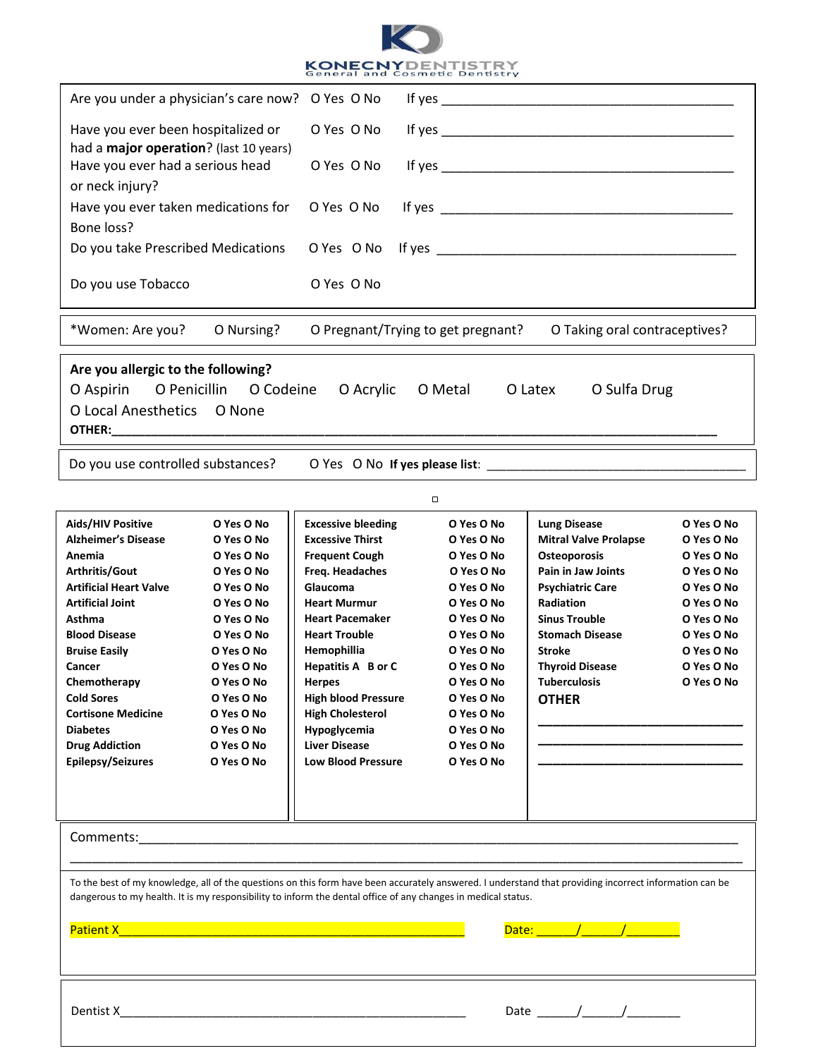**KONECNY DENTISTRY**
General and Cosmetic Dentistry

Are you under a physician's care now? O Yes O No If yes ________________________________________

Have you ever been hospitalized or had a **major operation**? (last 10 years) O Yes O No If yes ________________________________________

Have you ever had a serious head or neck injury? O Yes O No If yes ________________________________________

Have you ever taken medications for Bone loss? O Yes O No If yes ________________________________________

Do you take Prescribed Medications O Yes O No If yes ________________________________________

Do you use Tobacco O Yes O No

*Women: Are you? O Nursing? O Pregnant/Trying to get pregnant? O Taking oral contraceptives?

**Are you allergic to the following?**

O Aspirin O Penicillin O Codeine O Acrylic O Metal O Latex O Sulfa Drug

O Local Anesthetics O None

**OTHER:**________________________________________________________________________________

Do you use controlled substances? O Yes O No **If yes please list**: ____________________________________

| | | | | | |
|---|---|---|---|---|---|
| **Aids/HIV Positive** | O Yes O No | **Excessive bleeding** | O Yes O No | **Lung Disease** | O Yes O No |
| **Alzheimer's Disease** | O Yes O No | **Excessive Thirst** | O Yes O No | **Mitral Valve Prolapse** | O Yes O No |
| **Anemia** | O Yes O No | **Frequent Cough** | O Yes O No | **Osteoporosis** | O Yes O No |
| **Arthritis/Gout** | O Yes O No | **Freq. Headaches** | O Yes O No | **Pain in Jaw Joints** | O Yes O No |
| **Artificial Heart Valve** | O Yes O No | **Glaucoma** | O Yes O No | **Psychiatric Care** | O Yes O No |
| **Artificial Joint** | O Yes O No | **Heart Murmur** | O Yes O No | **Radiation** | O Yes O No |
| **Asthma** | O Yes O No | **Heart Pacemaker** | O Yes O No | **Sinus Trouble** | O Yes O No |
| **Blood Disease** | O Yes O No | **Heart Trouble** | O Yes O No | **Stomach Disease** | O Yes O No |
| **Bruise Easily** | O Yes O No | **Hemophillia** | O Yes O No | **Stroke** | O Yes O No |
| **Cancer** | O Yes O No | **Hepatitis A B or C** | O Yes O No | **Thyroid Disease** | O Yes O No |
| **Chemotherapy** | O Yes O No | **Herpes** | O Yes O No | **Tuberculosis** | O Yes O No |
| **Cold Sores** | O Yes O No | **High blood Pressure** | O Yes O No | **OTHER** | |
| **Cortisone Medicine** | O Yes O No | **High Cholesterol** | O Yes O No | ______________________ | |
| **Diabetes** | O Yes O No | **Hypoglycemia** | O Yes O No | ______________________ | |
| **Drug Addiction** | O Yes O No | **Liver Disease** | O Yes O No | ______________________ | |
| **Epilepsy/Seizures** | O Yes O No | **Low Blood Pressure** | O Yes O No | | |

Comments:______________________________________________________________________________

_______________________________________________________________________________________

To the best of my knowledge, all of the questions on this form have been accurately answered. I understand that providing incorrect information can be dangerous to my health. It is my responsibility to inform the dental office of any changes in medical status.

Patient X________________________________________________ Date: ______/______/________

Dentist X________________________________________________ Date ______/______/________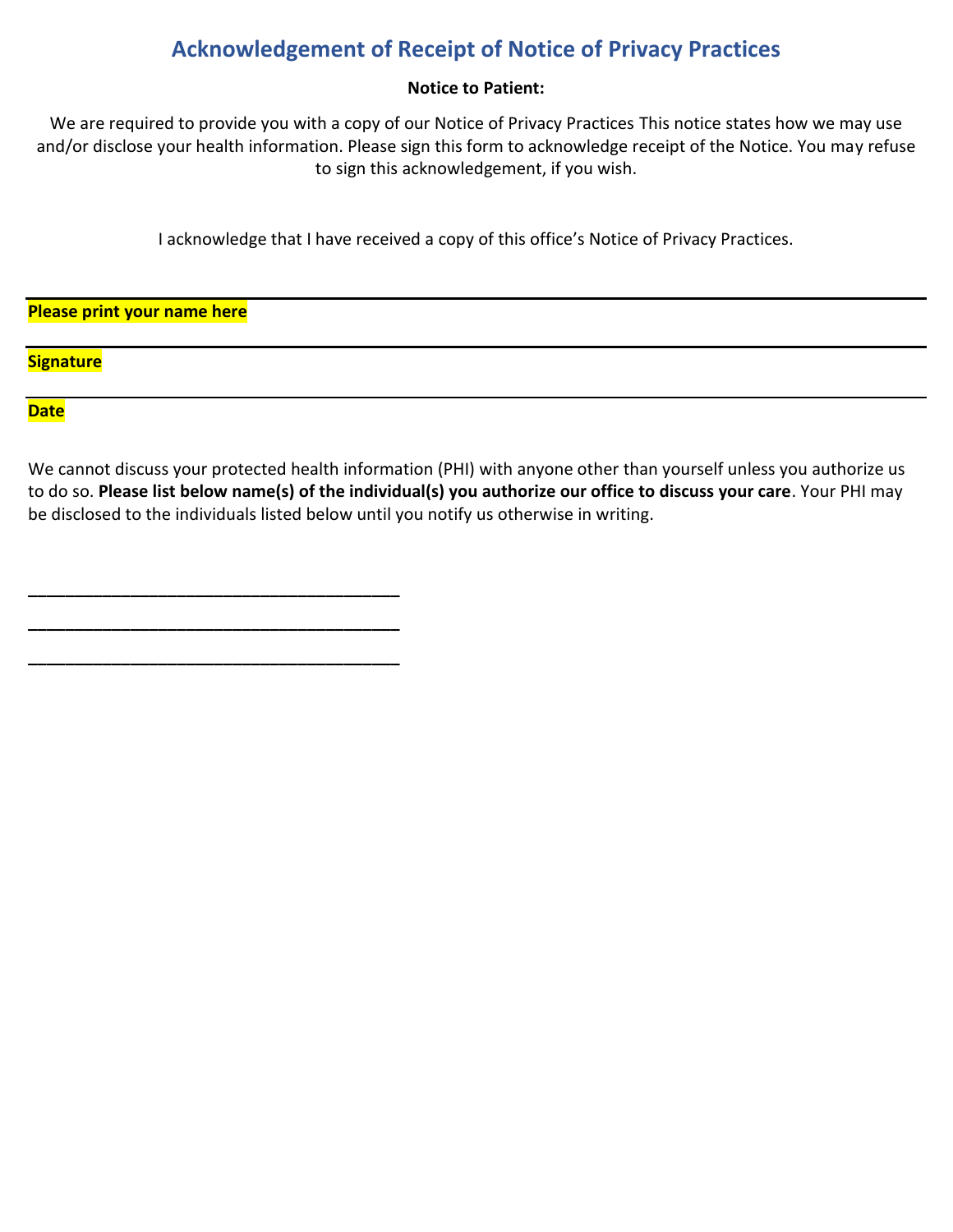# Acknowledgement of Receipt of Notice of Privacy Practices

**Notice to Patient:**

We are required to provide you with a copy of our Notice of Privacy Practices This notice states how we may use and/or disclose your health information. Please sign this form to acknowledge receipt of the Notice. You may refuse to sign this acknowledgement, if you wish.

I acknowledge that I have received a copy of this office's Notice of Privacy Practices.

**Please print your name here**

**Signature**

**Date**

We cannot discuss your protected health information (PHI) with anyone other than yourself unless you authorize us to do so. **Please list below name(s) of the individual(s) you authorize our office to discuss your care**. Your PHI may be disclosed to the individuals listed below until you notify us otherwise in writing.

\_\_\_\_\_\_\_\_\_\_\_\_\_\_\_\_\_\_\_\_\_\_\_\_\_\_\_\_\_\_\_\_\_\_\_\_\_\_\_\_

\_\_\_\_\_\_\_\_\_\_\_\_\_\_\_\_\_\_\_\_\_\_\_\_\_\_\_\_\_\_\_\_\_\_\_\_\_\_\_\_

\_\_\_\_\_\_\_\_\_\_\_\_\_\_\_\_\_\_\_\_\_\_\_\_\_\_\_\_\_\_\_\_\_\_\_\_\_\_\_\_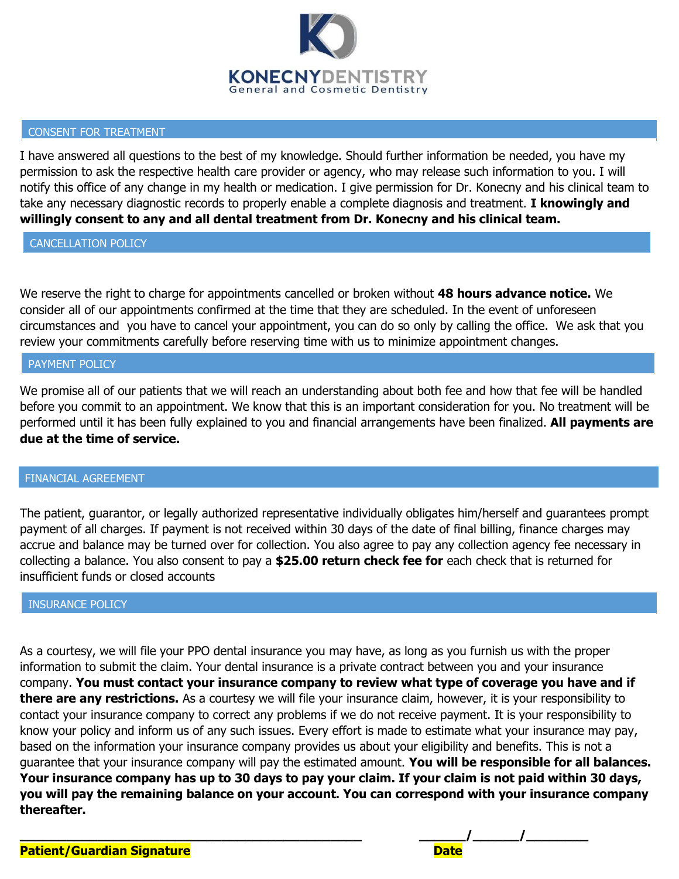**KONECNYDENTISTRY**
General and Cosmetic Dentistry

## CONSENT FOR TREATMENT

I have answered all questions to the best of my knowledge. Should further information be needed, you have my permission to ask the respective health care provider or agency, who may release such information to you. I will notify this office of any change in my health or medication. I give permission for Dr. Konecny and his clinical team to take any necessary diagnostic records to properly enable a complete diagnosis and treatment. **I knowingly and willingly consent to any and all dental treatment from Dr. Konecny and his clinical team.**

## CANCELLATION POLICY

We reserve the right to charge for appointments cancelled or broken without **48 hours advance notice.** We consider all of our appointments confirmed at the time that they are scheduled. In the event of unforeseen circumstances and you have to cancel your appointment, you can do so only by calling the office. We ask that you review your commitments carefully before reserving time with us to minimize appointment changes.

## PAYMENT POLICY

We promise all of our patients that we will reach an understanding about both fee and how that fee will be handled before you commit to an appointment. We know that this is an important consideration for you. No treatment will be performed until it has been fully explained to you and financial arrangements have been finalized. **All payments are due at the time of service.**

## FINANCIAL AGREEMENT

The patient, guarantor, or legally authorized representative individually obligates him/herself and guarantees prompt payment of all charges. If payment is not received within 30 days of the date of final billing, finance charges may accrue and balance may be turned over for collection. You also agree to pay any collection agency fee necessary in collecting a balance. You also consent to pay a **$25.00 return check fee for** each check that is returned for insufficient funds or closed accounts

## INSURANCE POLICY

As a courtesy, we will file your PPO dental insurance you may have, as long as you furnish us with the proper information to submit the claim. Your dental insurance is a private contract between you and your insurance company. **You must contact your insurance company to review what type of coverage you have and if there are any restrictions.** As a courtesy we will file your insurance claim, however, it is your responsibility to contact your insurance company to correct any problems if we do not receive payment. It is your responsibility to know your policy and inform us of any such issues. Every effort is made to estimate what your insurance may pay, based on the information your insurance company provides us about your eligibility and benefits. This is not a guarantee that your insurance company will pay the estimated amount. **You will be responsible for all balances. Your insurance company has up to 30 days to pay your claim. If your claim is not paid within 30 days, you will pay the remaining balance on your account. You can correspond with your insurance company thereafter.**

_______________________________________________ ______/______/________

**Patient/Guardian Signature** **Date**